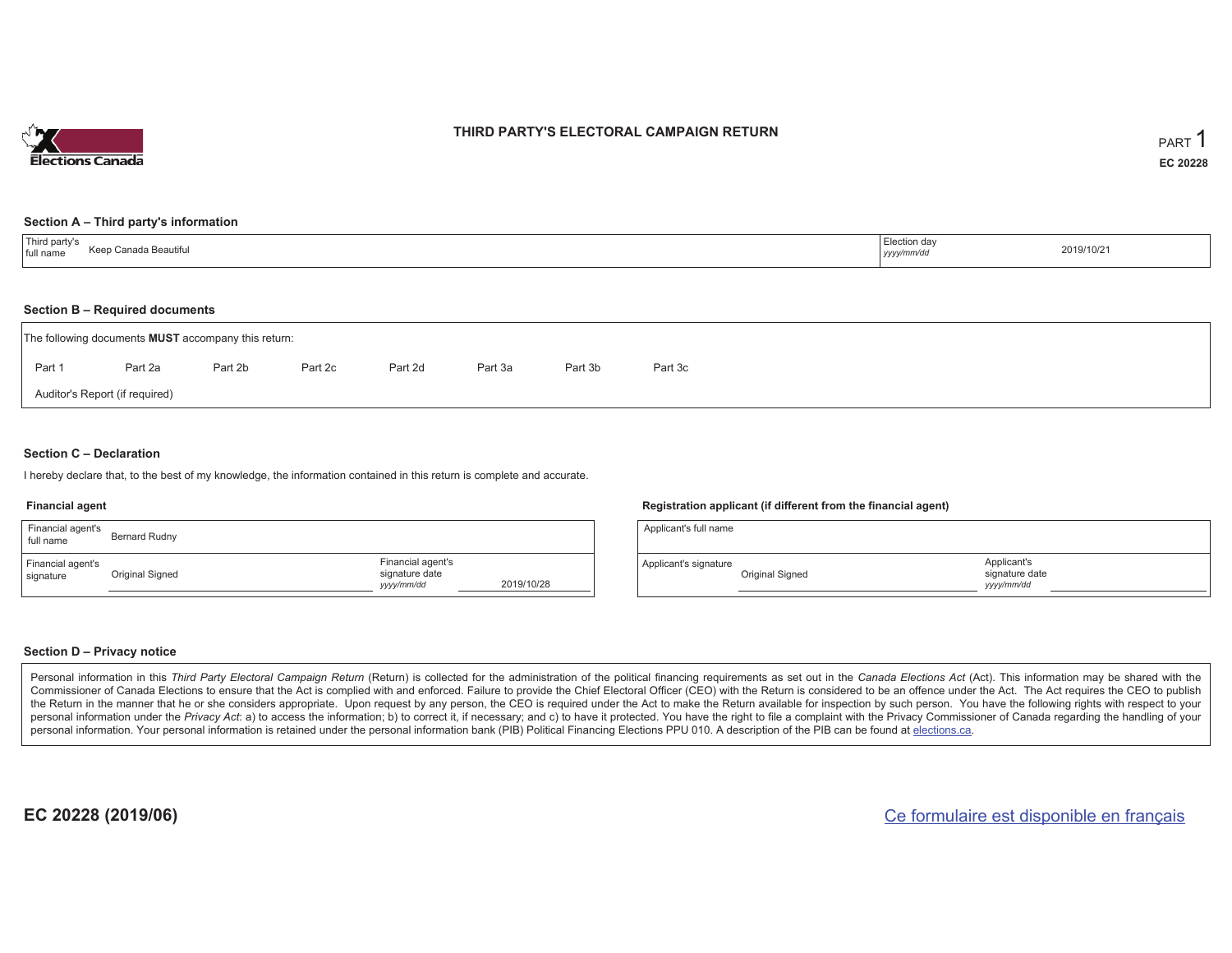# THIRD PARTY'S ELECTORAL CAMPAIGN RETURN

PART 1

EC 20228

## Section A – Third party's information

| Third party's full name | Keep Canada Beautiful | Election day *yyyy/mm/dd* | 2019/10/21 |
|---|---|---|---|

## Section B – Required documents

The following documents **MUST** accompany this return:

Part 1 Part 2a Part 2b Part 2c Part 2d Part 3a Part 3b Part 3c

Auditor's Report (if required)

## Section C – Declaration

I hereby declare that, to the best of my knowledge, the information contained in this return is complete and accurate.

### Financial agent

| Financial agent's full name | Bernard Rudny | | |
|---|---|---|---|
| Financial agent's signature | Original Signed | Financial agent's signature date *yyyy/mm/dd* | 2019/10/28 |

### Registration applicant (if different from the financial agent)

| Applicant's full name | | | |
|---|---|---|---|
| Applicant's signature | Original Signed | Applicant's signature date *yyyy/mm/dd* | |

## Section D – Privacy notice

Personal information in this *Third Party Electoral Campaign Return* (Return) is collected for the administration of the political financing requirements as set out in the *Canada Elections Act* (Act). This information may be shared with the Commissioner of Canada Elections to ensure that the Act is complied with and enforced. Failure to provide the Chief Electoral Officer (CEO) with the Return is considered to be an offence under the Act. The Act requires the CEO to publish the Return in the manner that he or she considers appropriate. Upon request by any person, the CEO is required under the Act to make the Return available for inspection by such person. You have the following rights with respect to your personal information under the *Privacy Act*: a) to access the information; b) to correct it, if necessary; and c) to have it protected. You have the right to file a complaint with the Privacy Commissioner of Canada regarding the handling of your personal information. Your personal information is retained under the personal information bank (PIB) Political Financing Elections PPU 010. A description of the PIB can be found at elections.ca.

**EC 20228 (2019/06)**

Ce formulaire est disponible en français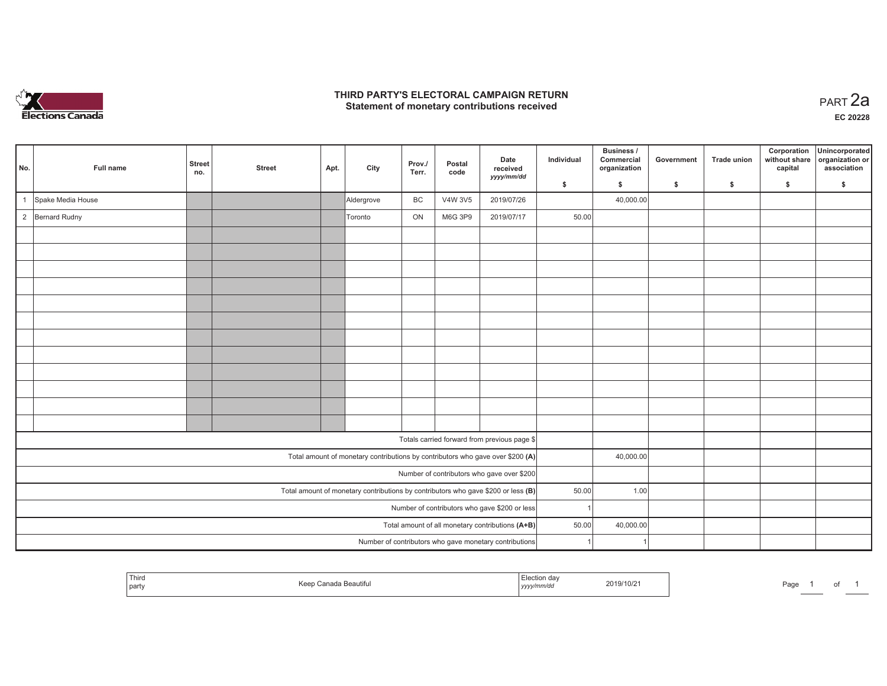# THIRD PARTY'S ELECTORAL CAMPAIGN RETURN

## Statement of monetary contributions received

PART 2a

EC 20228

| No. | Full name | Street no. | Street | Apt. | City | Prov./ Terr. | Postal code | Date received yyyy/mm/dd | Individual $ | Business / Commercial organization $ | Government $ | Trade union $ | Corporation without share capital $ | Unincorporated organization or association $ |
|---|---|---|---|---|---|---|---|---|---|---|---|---|---|---|
| 1 | Spake Media House | | | | Aldergrove | BC | V4W 3V5 | 2019/07/26 | | 40,000.00 | | | | |
| 2 | Bernard Rudny | | | | Toronto | ON | M6G 3P9 | 2019/07/17 | 50.00 | | | | | |
| | | | | | | | | | | | | | | |
| | | | | | | | | | | | | | | |
| | | | | | | | | | | | | | | |
| | | | | | | | | | | | | | | |
| | | | | | | | | | | | | | | |
| | | | | | | | | | | | | | | |
| | | | | | | | | | | | | | | |
| | | | | | | | | | | | | | | |
| | | | | | | | | | | | | | | |
| | | | | | | | | | | | | | | |
| | | | | | | | | | | | | | | |
| | | | | | | | | | | | | | | |
| Totals carried forward from previous page $ | | | | | | | | | | | | | | |
| Total amount of monetary contributions by contributors who gave over $200 (A) | | | | | | | | | | 40,000.00 | | | | |
| Number of contributors who gave over $200 | | | | | | | | | | | | | | |
| Total amount of monetary contributions by contributors who gave $200 or less (B) | | | | | | | | | 50.00 | 1.00 | | | | |
| Number of contributors who gave $200 or less | | | | | | | | | 1 | | | | | |
| Total amount of all monetary contributions (A+B) | | | | | | | | | 50.00 | 40,000.00 | | | | |
| Number of contributors who gave monetary contributions | | | | | | | | | 1 | 1 | | | | |

| Third party | Keep Canada Beautiful | Election day yyyy/mm/dd | 2019/10/21 |
|---|---|---|---|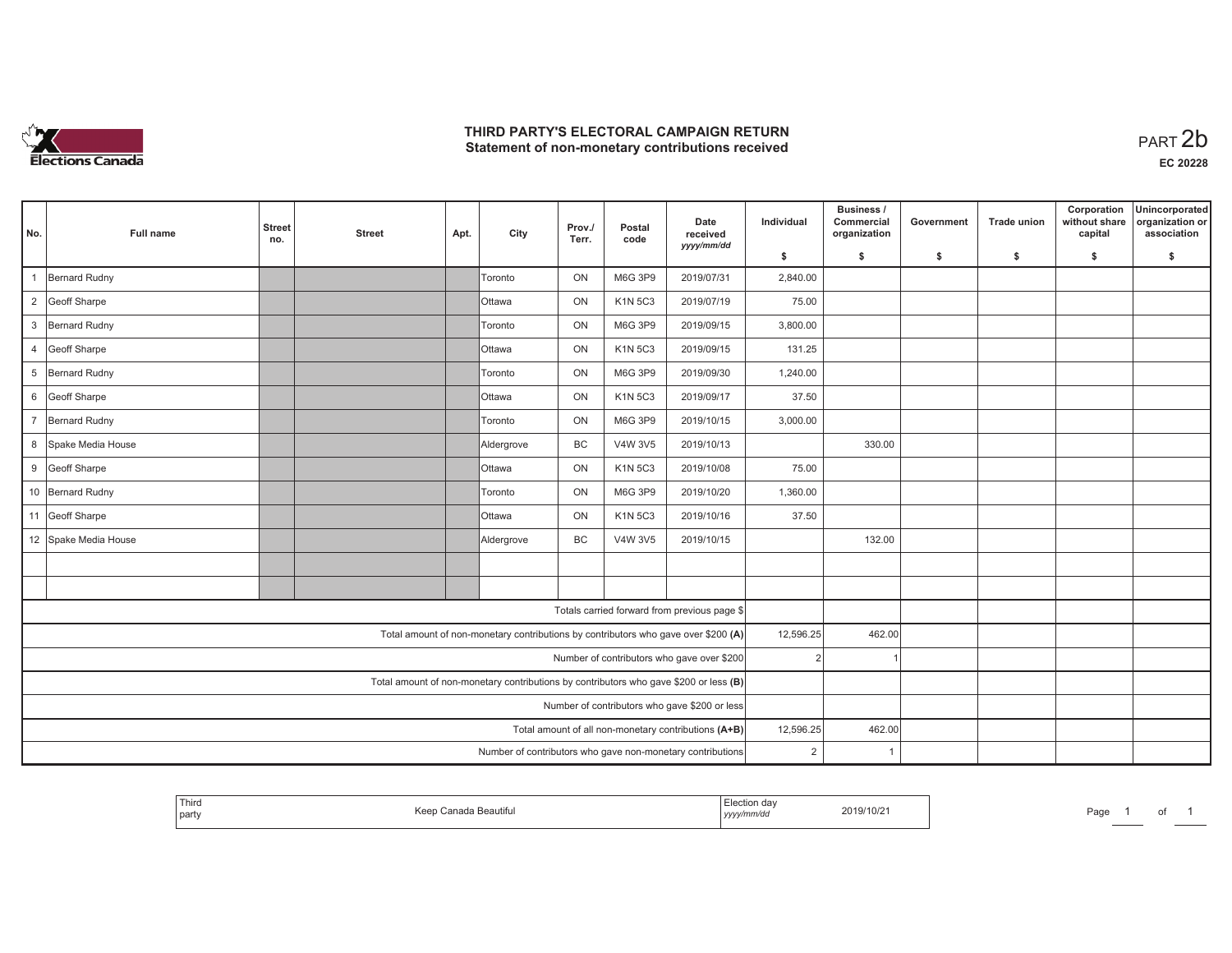# THIRD PARTY'S ELECTORAL CAMPAIGN RETURN
## Statement of non-monetary contributions received

PART 2b

**EC 20228**

| No. | Full name | Street no. | Street | Apt. | City | Prov./ Terr. | Postal code | Date received yyyy/mm/dd | Individual $ | Business / Commercial organization $ | Government $ | Trade union $ | Corporation without share capital $ | Unincorporated organization or association $ |
|---|---|---|---|---|---|---|---|---|---|---|---|---|---|---|
| 1 | Bernard Rudny | | | | Toronto | ON | M6G 3P9 | 2019/07/31 | 2,840.00 | | | | | |
| 2 | Geoff Sharpe | | | | Ottawa | ON | K1N 5C3 | 2019/07/19 | 75.00 | | | | | |
| 3 | Bernard Rudny | | | | Toronto | ON | M6G 3P9 | 2019/09/15 | 3,800.00 | | | | | |
| 4 | Geoff Sharpe | | | | Ottawa | ON | K1N 5C3 | 2019/09/15 | 131.25 | | | | | |
| 5 | Bernard Rudny | | | | Toronto | ON | M6G 3P9 | 2019/09/30 | 1,240.00 | | | | | |
| 6 | Geoff Sharpe | | | | Ottawa | ON | K1N 5C3 | 2019/09/17 | 37.50 | | | | | |
| 7 | Bernard Rudny | | | | Toronto | ON | M6G 3P9 | 2019/10/15 | 3,000.00 | | | | | |
| 8 | Spake Media House | | | | Aldergrove | BC | V4W 3V5 | 2019/10/13 | | 330.00 | | | | |
| 9 | Geoff Sharpe | | | | Ottawa | ON | K1N 5C3 | 2019/10/08 | 75.00 | | | | | |
| 10 | Bernard Rudny | | | | Toronto | ON | M6G 3P9 | 2019/10/20 | 1,360.00 | | | | | |
| 11 | Geoff Sharpe | | | | Ottawa | ON | K1N 5C3 | 2019/10/16 | 37.50 | | | | | |
| 12 | Spake Media House | | | | Aldergrove | BC | V4W 3V5 | 2019/10/15 | | 132.00 | | | | |
| | | | | | | | | | | | | | | |
| | | | | | | | | | | | | | | |
| | | | | | | | | Totals carried forward from previous page $ | | | | | | |
| | | | | | | | | Total amount of non-monetary contributions by contributors who gave over $200 **(A)** | 12,596.25 | 462.00 | | | | |
| | | | | | | | | Number of contributors who gave over $200 | 2 | 1 | | | | |
| | | | | | | | | Total amount of non-monetary contributions by contributors who gave $200 or less **(B)** | | | | | | |
| | | | | | | | | Number of contributors who gave $200 or less | | | | | | |
| | | | | | | | | Total amount of all non-monetary contributions **(A+B)** | 12,596.25 | 462.00 | | | | |
| | | | | | | | | Number of contributors who gave non-monetary contributions | 2 | 1 | | | | |

| Third party | Keep Canada Beautiful | Election day yyyy/mm/dd | 2019/10/21 |
|---|---|---|---|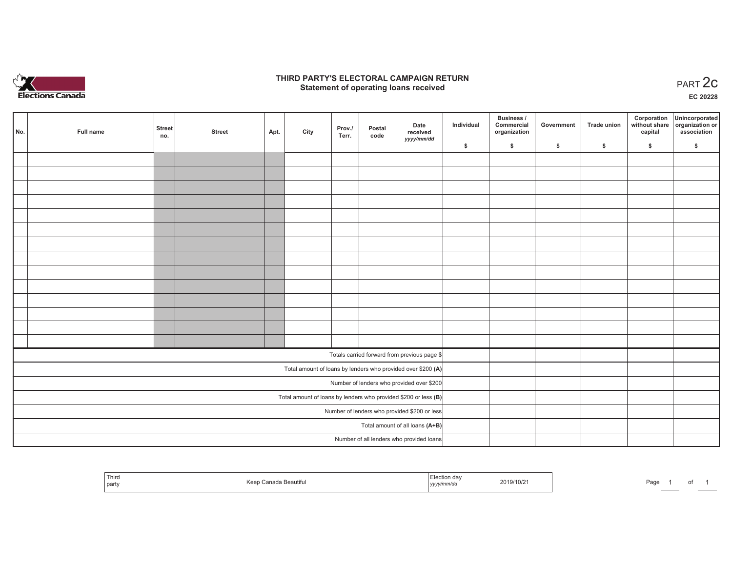# THIRD PARTY'S ELECTORAL CAMPAIGN RETURN
## Statement of operating loans received

PART 2c

EC 20228

| No. | Full name | Street no. | Street | Apt. | City | Prov./ Terr. | Postal code | Date received yyyy/mm/dd | Individual $ | Business / Commercial organization $ | Government $ | Trade union $ | Corporation without share capital $ | Unincorporated organization or association $ |
|---|---|---|---|---|---|---|---|---|---|---|---|---|---|---|
| | | | | | | | | | | | | | | |
| | | | | | | | | | | | | | | |
| | | | | | | | | | | | | | | |
| | | | | | | | | | | | | | | |
| | | | | | | | | | | | | | | |
| | | | | | | | | | | | | | | |
| | | | | | | | | | | | | | | |
| | | | | | | | | | | | | | | |
| | | | | | | | | | | | | | | |
| | | | | | | | | | | | | | | |
| | | | | | | | | | | | | | | |
| | | | | | | | | | | | | | | |
| | | | | | | | | | | | | | | |
| | | | | | | | | | | | | | | |
| Totals carried forward from previous page $ | | | | | | | | | | | | | | |
| Total amount of loans by lenders who provided over $200 **(A)** | | | | | | | | | | | | | | |
| Number of lenders who provided over $200 | | | | | | | | | | | | | | |
| Total amount of loans by lenders who provided $200 or less **(B)** | | | | | | | | | | | | | | |
| Number of lenders who provided $200 or less | | | | | | | | | | | | | | |
| Total amount of all loans **(A+B)** | | | | | | | | | | | | | | |
| Number of all lenders who provided loans | | | | | | | | | | | | | | |

| Third party | Keep Canada Beautiful | Election day yyyy/mm/dd | 2019/10/21 |
|---|---|---|---|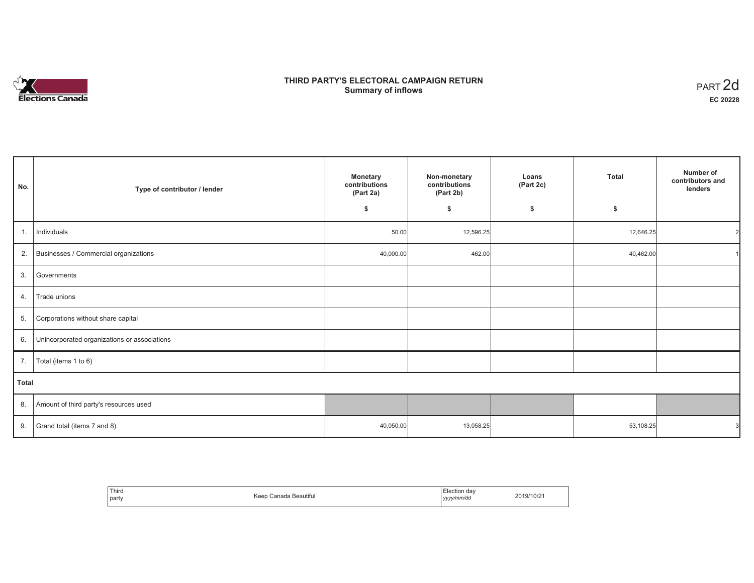Elections Canada

# THIRD PARTY'S ELECTORAL CAMPAIGN RETURN
## Summary of inflows

PART 2d

**EC 20228**

| No. | Type of contributor / lender | Monetary contributions (Part 2a) $ | Non-monetary contributions (Part 2b) $ | Loans (Part 2c) $ | Total $ | Number of contributors and lenders |
|---|---|---|---|---|---|---|
| 1. | Individuals | 50.00 | 12,596.25 | | 12,646.25 | 2 |
| 2. | Businesses / Commercial organizations | 40,000.00 | 462.00 | | 40,462.00 | 1 |
| 3. | Governments | | | | | |
| 4. | Trade unions | | | | | |
| 5. | Corporations without share capital | | | | | |
| 6. | Unincorporated organizations or associations | | | | | |
| 7. | Total (items 1 to 6) | | | | | |
| **Total** | | | | | | |
| 8. | Amount of third party's resources used | | | | | |
| 9. | Grand total (items 7 and 8) | 40,050.00 | 13,058.25 | | 53,108.25 | 3 |

| Third party | Keep Canada Beautiful | Election day *yyyy/mm/dd* | 2019/10/21 |
|---|---|---|---|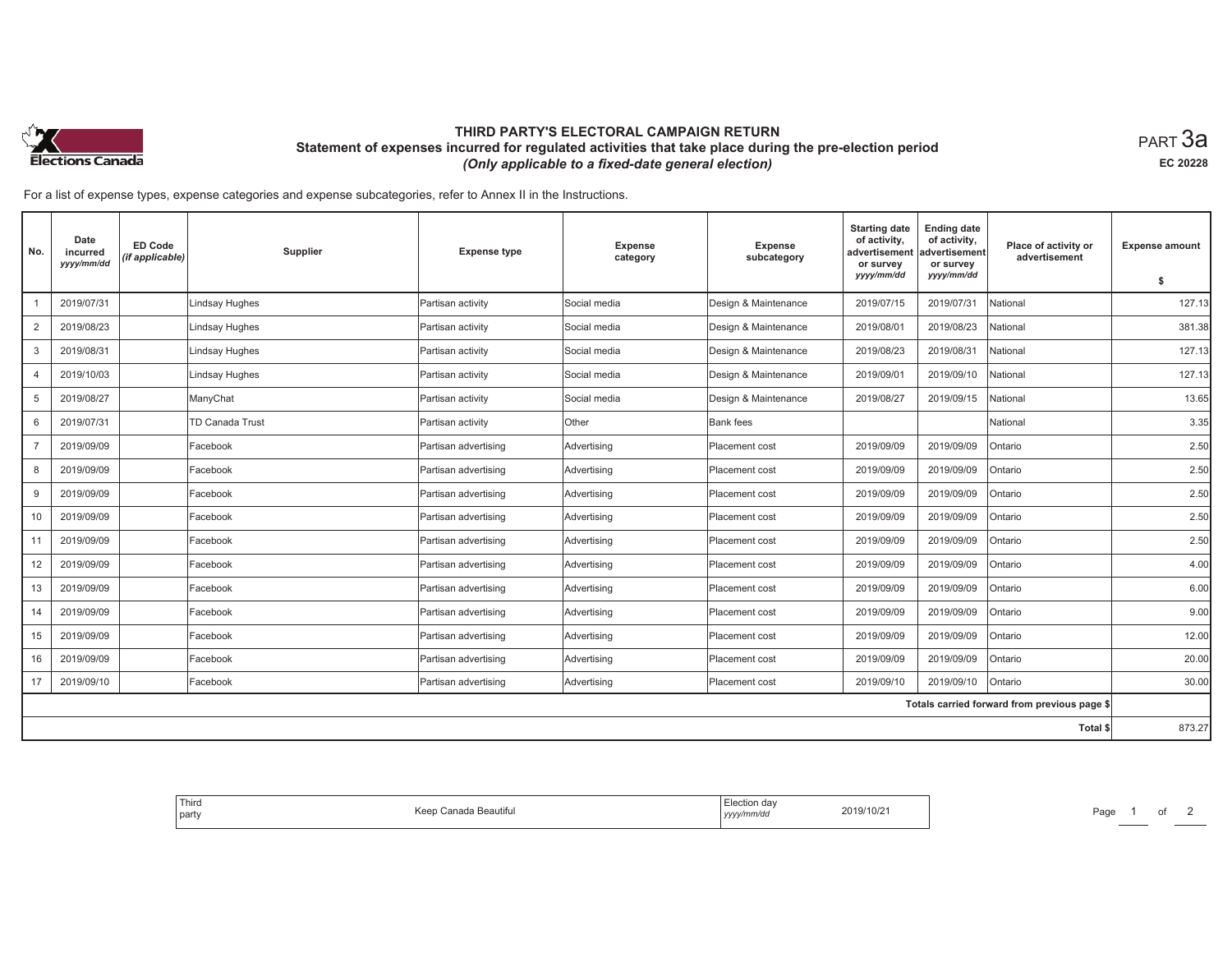# THIRD PARTY'S ELECTORAL CAMPAIGN RETURN

## Statement of expenses incurred for regulated activities that take place during the pre-election period

*(Only applicable to a fixed-date general election)*

PART 3a

EC 20228

For a list of expense types, expense categories and expense subcategories, refer to Annex II in the Instructions.

| No. | Date incurred *yyyy/mm/dd* | ED Code *(if applicable)* | Supplier | Expense type | Expense category | Expense subcategory | Starting date of activity, advertisement or survey *yyyy/mm/dd* | Ending date of activity, advertisement or survey *yyyy/mm/dd* | Place of activity or advertisement | Expense amount $ |
|---|---|---|---|---|---|---|---|---|---|---|
| 1 | 2019/07/31 | | Lindsay Hughes | Partisan activity | Social media | Design & Maintenance | 2019/07/15 | 2019/07/31 | National | 127.13 |
| 2 | 2019/08/23 | | Lindsay Hughes | Partisan activity | Social media | Design & Maintenance | 2019/08/01 | 2019/08/23 | National | 381.38 |
| 3 | 2019/08/31 | | Lindsay Hughes | Partisan activity | Social media | Design & Maintenance | 2019/08/23 | 2019/08/31 | National | 127.13 |
| 4 | 2019/10/03 | | Lindsay Hughes | Partisan activity | Social media | Design & Maintenance | 2019/09/01 | 2019/09/10 | National | 127.13 |
| 5 | 2019/08/27 | | ManyChat | Partisan activity | Social media | Design & Maintenance | 2019/08/27 | 2019/09/15 | National | 13.65 |
| 6 | 2019/07/31 | | TD Canada Trust | Partisan activity | Other | Bank fees | | | National | 3.35 |
| 7 | 2019/09/09 | | Facebook | Partisan advertising | Advertising | Placement cost | 2019/09/09 | 2019/09/09 | Ontario | 2.50 |
| 8 | 2019/09/09 | | Facebook | Partisan advertising | Advertising | Placement cost | 2019/09/09 | 2019/09/09 | Ontario | 2.50 |
| 9 | 2019/09/09 | | Facebook | Partisan advertising | Advertising | Placement cost | 2019/09/09 | 2019/09/09 | Ontario | 2.50 |
| 10 | 2019/09/09 | | Facebook | Partisan advertising | Advertising | Placement cost | 2019/09/09 | 2019/09/09 | Ontario | 2.50 |
| 11 | 2019/09/09 | | Facebook | Partisan advertising | Advertising | Placement cost | 2019/09/09 | 2019/09/09 | Ontario | 2.50 |
| 12 | 2019/09/09 | | Facebook | Partisan advertising | Advertising | Placement cost | 2019/09/09 | 2019/09/09 | Ontario | 4.00 |
| 13 | 2019/09/09 | | Facebook | Partisan advertising | Advertising | Placement cost | 2019/09/09 | 2019/09/09 | Ontario | 6.00 |
| 14 | 2019/09/09 | | Facebook | Partisan advertising | Advertising | Placement cost | 2019/09/09 | 2019/09/09 | Ontario | 9.00 |
| 15 | 2019/09/09 | | Facebook | Partisan advertising | Advertising | Placement cost | 2019/09/09 | 2019/09/09 | Ontario | 12.00 |
| 16 | 2019/09/09 | | Facebook | Partisan advertising | Advertising | Placement cost | 2019/09/09 | 2019/09/09 | Ontario | 20.00 |
| 17 | 2019/09/10 | | Facebook | Partisan advertising | Advertising | Placement cost | 2019/09/10 | 2019/09/10 | Ontario | 30.00 |
| | | | | | | | | | Totals carried forward from previous page $ | |
| | | | | | | | | | Total $ | 873.27 |

| Third party | Keep Canada Beautiful | Election day *yyyy/mm/dd* | 2019/10/21 |
|---|---|---|---|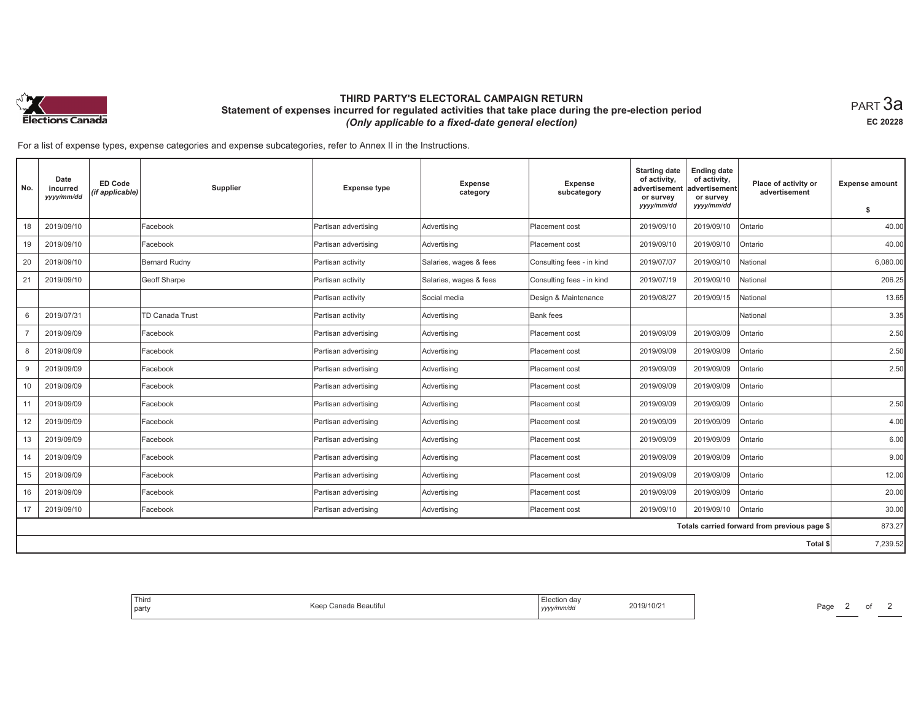# THIRD PARTY'S ELECTORAL CAMPAIGN RETURN

## Statement of expenses incurred for regulated activities that take place during the pre-election period

*(Only applicable to a fixed-date general election)*

PART 3a

EC 20228

For a list of expense types, expense categories and expense subcategories, refer to Annex II in the Instructions.

| No. | Date incurred *yyyy/mm/dd* | ED Code *(if applicable)* | Supplier | Expense type | Expense category | Expense subcategory | Starting date of activity, advertisement or survey *yyyy/mm/dd* | Ending date of activity, advertisement or survey *yyyy/mm/dd* | Place of activity or advertisement | Expense amount $ |
|---|---|---|---|---|---|---|---|---|---|---|
| 18 | 2019/09/10 | | Facebook | Partisan advertising | Advertising | Placement cost | 2019/09/10 | 2019/09/10 | Ontario | 40.00 |
| 19 | 2019/09/10 | | Facebook | Partisan advertising | Advertising | Placement cost | 2019/09/10 | 2019/09/10 | Ontario | 40.00 |
| 20 | 2019/09/10 | | Bernard Rudny | Partisan activity | Salaries, wages & fees | Consulting fees - in kind | 2019/07/07 | 2019/09/10 | National | 6,080.00 |
| 21 | 2019/09/10 | | Geoff Sharpe | Partisan activity | Salaries, wages & fees | Consulting fees - in kind | 2019/07/19 | 2019/09/10 | National | 206.25 |
| | | | | Partisan activity | Social media | Design & Maintenance | 2019/08/27 | 2019/09/15 | National | 13.65 |
| 6 | 2019/07/31 | | TD Canada Trust | Partisan activity | Advertising | Bank fees | | | National | 3.35 |
| 7 | 2019/09/09 | | Facebook | Partisan advertising | Advertising | Placement cost | 2019/09/09 | 2019/09/09 | Ontario | 2.50 |
| 8 | 2019/09/09 | | Facebook | Partisan advertising | Advertising | Placement cost | 2019/09/09 | 2019/09/09 | Ontario | 2.50 |
| 9 | 2019/09/09 | | Facebook | Partisan advertising | Advertising | Placement cost | 2019/09/09 | 2019/09/09 | Ontario | 2.50 |
| 10 | 2019/09/09 | | Facebook | Partisan advertising | Advertising | Placement cost | 2019/09/09 | 2019/09/09 | Ontario | |
| 11 | 2019/09/09 | | Facebook | Partisan advertising | Advertising | Placement cost | 2019/09/09 | 2019/09/09 | Ontario | 2.50 |
| 12 | 2019/09/09 | | Facebook | Partisan advertising | Advertising | Placement cost | 2019/09/09 | 2019/09/09 | Ontario | 4.00 |
| 13 | 2019/09/09 | | Facebook | Partisan advertising | Advertising | Placement cost | 2019/09/09 | 2019/09/09 | Ontario | 6.00 |
| 14 | 2019/09/09 | | Facebook | Partisan advertising | Advertising | Placement cost | 2019/09/09 | 2019/09/09 | Ontario | 9.00 |
| 15 | 2019/09/09 | | Facebook | Partisan advertising | Advertising | Placement cost | 2019/09/09 | 2019/09/09 | Ontario | 12.00 |
| 16 | 2019/09/09 | | Facebook | Partisan advertising | Advertising | Placement cost | 2019/09/09 | 2019/09/09 | Ontario | 20.00 |
| 17 | 2019/09/10 | | Facebook | Partisan advertising | Advertising | Placement cost | 2019/09/10 | 2019/09/10 | Ontario | 30.00 |
| | | | | | | | | | Totals carried forward from previous page $ | 873.27 |
| | | | | | | | | | Total $ | 7,239.52 |

| Third party | Keep Canada Beautiful | Election day *yyyy/mm/dd* | 2019/10/21 |
|---|---|---|---|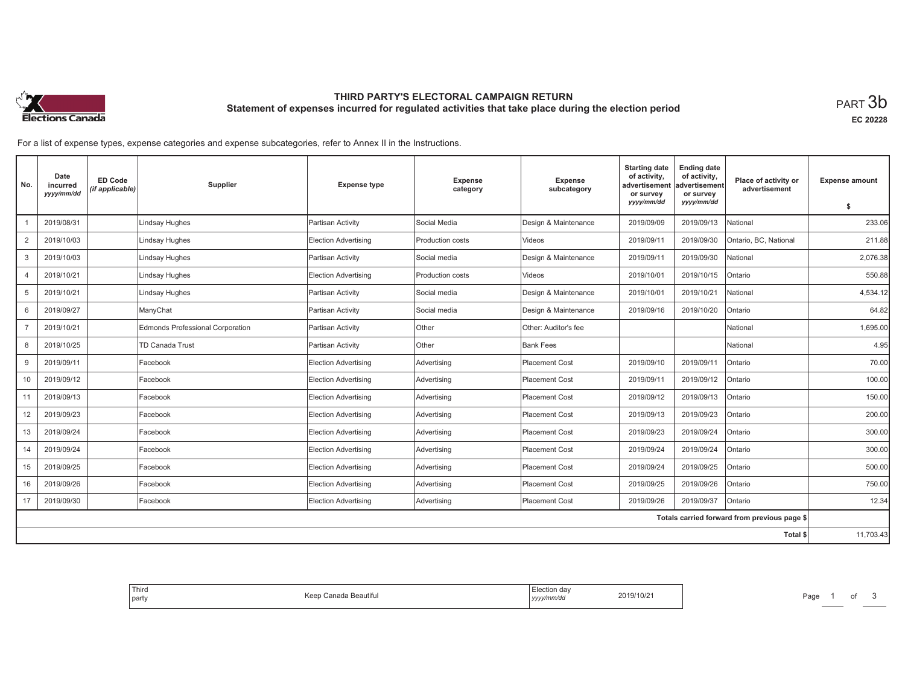# THIRD PARTY'S ELECTORAL CAMPAIGN RETURN

## Statement of expenses incurred for regulated activities that take place during the election period

PART 3b

EC 20228

For a list of expense types, expense categories and expense subcategories, refer to Annex II in the Instructions.

| No. | Date incurred *yyyy/mm/dd* | ED Code *(if applicable)* | Supplier | Expense type | Expense category | Expense subcategory | Starting date of activity, advertisement or survey *yyyy/mm/dd* | Ending date of activity, advertisement or survey *yyyy/mm/dd* | Place of activity or advertisement | Expense amount $ |
|---|---|---|---|---|---|---|---|---|---|---|
| 1 | 2019/08/31 | | Lindsay Hughes | Partisan Activity | Social Media | Design & Maintenance | 2019/09/09 | 2019/09/13 | National | 233.06 |
| 2 | 2019/10/03 | | Lindsay Hughes | Election Advertising | Production costs | Videos | 2019/09/11 | 2019/09/30 | Ontario, BC, National | 211.88 |
| 3 | 2019/10/03 | | Lindsay Hughes | Partisan Activity | Social media | Design & Maintenance | 2019/09/11 | 2019/09/30 | National | 2,076.38 |
| 4 | 2019/10/21 | | Lindsay Hughes | Election Advertising | Production costs | Videos | 2019/10/01 | 2019/10/15 | Ontario | 550.88 |
| 5 | 2019/10/21 | | Lindsay Hughes | Partisan Activity | Social media | Design & Maintenance | 2019/10/01 | 2019/10/21 | National | 4,534.12 |
| 6 | 2019/09/27 | | ManyChat | Partisan Activity | Social media | Design & Maintenance | 2019/09/16 | 2019/10/20 | Ontario | 64.82 |
| 7 | 2019/10/21 | | Edmonds Professional Corporation | Partisan Activity | Other | Other: Auditor's fee | | | National | 1,695.00 |
| 8 | 2019/10/25 | | TD Canada Trust | Partisan Activity | Other | Bank Fees | | | National | 4.95 |
| 9 | 2019/09/11 | | Facebook | Election Advertising | Advertising | Placement Cost | 2019/09/10 | 2019/09/11 | Ontario | 70.00 |
| 10 | 2019/09/12 | | Facebook | Election Advertising | Advertising | Placement Cost | 2019/09/11 | 2019/09/12 | Ontario | 100.00 |
| 11 | 2019/09/13 | | Facebook | Election Advertising | Advertising | Placement Cost | 2019/09/12 | 2019/09/13 | Ontario | 150.00 |
| 12 | 2019/09/23 | | Facebook | Election Advertising | Advertising | Placement Cost | 2019/09/13 | 2019/09/23 | Ontario | 200.00 |
| 13 | 2019/09/24 | | Facebook | Election Advertising | Advertising | Placement Cost | 2019/09/23 | 2019/09/24 | Ontario | 300.00 |
| 14 | 2019/09/24 | | Facebook | Election Advertising | Advertising | Placement Cost | 2019/09/24 | 2019/09/24 | Ontario | 300.00 |
| 15 | 2019/09/25 | | Facebook | Election Advertising | Advertising | Placement Cost | 2019/09/24 | 2019/09/25 | Ontario | 500.00 |
| 16 | 2019/09/26 | | Facebook | Election Advertising | Advertising | Placement Cost | 2019/09/25 | 2019/09/26 | Ontario | 750.00 |
| 17 | 2019/09/30 | | Facebook | Election Advertising | Advertising | Placement Cost | 2019/09/26 | 2019/09/37 | Ontario | 12.34 |
| | | | | | | | | | Totals carried forward from previous page $ | |
| | | | | | | | | | Total $ | 11,703.43 |

| Third party | Keep Canada Beautiful | Election day *yyyy/mm/dd* | 2019/10/21 |
|---|---|---|---|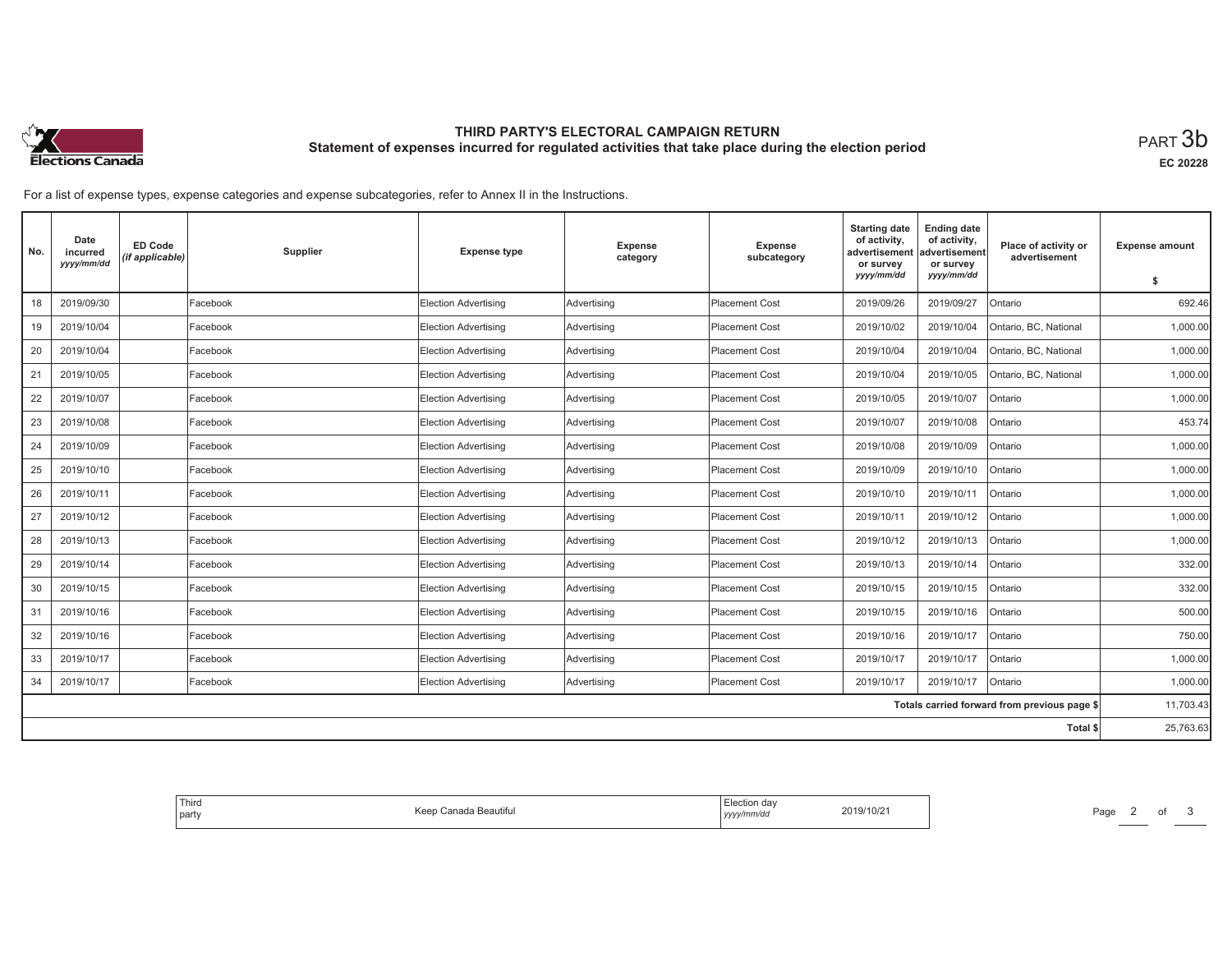# THIRD PARTY'S ELECTORAL CAMPAIGN RETURN
## Statement of expenses incurred for regulated activities that take place during the election period

PART 3b

EC 20228

For a list of expense types, expense categories and expense subcategories, refer to Annex II in the Instructions.

| No. | Date incurred *yyyy/mm/dd* | ED Code *(if applicable)* | Supplier | Expense type | Expense category | Expense subcategory | Starting date of activity, advertisement or survey *yyyy/mm/dd* | Ending date of activity, advertisement or survey *yyyy/mm/dd* | Place of activity or advertisement | Expense amount $ |
|---|---|---|---|---|---|---|---|---|---|---|
| 18 | 2019/09/30 | | Facebook | Election Advertising | Advertising | Placement Cost | 2019/09/26 | 2019/09/27 | Ontario | 692.46 |
| 19 | 2019/10/04 | | Facebook | Election Advertising | Advertising | Placement Cost | 2019/10/02 | 2019/10/04 | Ontario, BC, National | 1,000.00 |
| 20 | 2019/10/04 | | Facebook | Election Advertising | Advertising | Placement Cost | 2019/10/04 | 2019/10/04 | Ontario, BC, National | 1,000.00 |
| 21 | 2019/10/05 | | Facebook | Election Advertising | Advertising | Placement Cost | 2019/10/04 | 2019/10/05 | Ontario, BC, National | 1,000.00 |
| 22 | 2019/10/07 | | Facebook | Election Advertising | Advertising | Placement Cost | 2019/10/05 | 2019/10/07 | Ontario | 1,000.00 |
| 23 | 2019/10/08 | | Facebook | Election Advertising | Advertising | Placement Cost | 2019/10/07 | 2019/10/08 | Ontario | 453.74 |
| 24 | 2019/10/09 | | Facebook | Election Advertising | Advertising | Placement Cost | 2019/10/08 | 2019/10/09 | Ontario | 1,000.00 |
| 25 | 2019/10/10 | | Facebook | Election Advertising | Advertising | Placement Cost | 2019/10/09 | 2019/10/10 | Ontario | 1,000.00 |
| 26 | 2019/10/11 | | Facebook | Election Advertising | Advertising | Placement Cost | 2019/10/10 | 2019/10/11 | Ontario | 1,000.00 |
| 27 | 2019/10/12 | | Facebook | Election Advertising | Advertising | Placement Cost | 2019/10/11 | 2019/10/12 | Ontario | 1,000.00 |
| 28 | 2019/10/13 | | Facebook | Election Advertising | Advertising | Placement Cost | 2019/10/12 | 2019/10/13 | Ontario | 1,000.00 |
| 29 | 2019/10/14 | | Facebook | Election Advertising | Advertising | Placement Cost | 2019/10/13 | 2019/10/14 | Ontario | 332.00 |
| 30 | 2019/10/15 | | Facebook | Election Advertising | Advertising | Placement Cost | 2019/10/15 | 2019/10/15 | Ontario | 332.00 |
| 31 | 2019/10/16 | | Facebook | Election Advertising | Advertising | Placement Cost | 2019/10/15 | 2019/10/16 | Ontario | 500.00 |
| 32 | 2019/10/16 | | Facebook | Election Advertising | Advertising | Placement Cost | 2019/10/16 | 2019/10/17 | Ontario | 750.00 |
| 33 | 2019/10/17 | | Facebook | Election Advertising | Advertising | Placement Cost | 2019/10/17 | 2019/10/17 | Ontario | 1,000.00 |
| 34 | 2019/10/17 | | Facebook | Election Advertising | Advertising | Placement Cost | 2019/10/17 | 2019/10/17 | Ontario | 1,000.00 |
| | | | | | | | | | Totals carried forward from previous page $ | 11,703.43 |
| | | | | | | | | | Total $ | 25,763.63 |

| Third party | Keep Canada Beautiful | Election day *yyyy/mm/dd* | 2019/10/21 |
|---|---|---|---|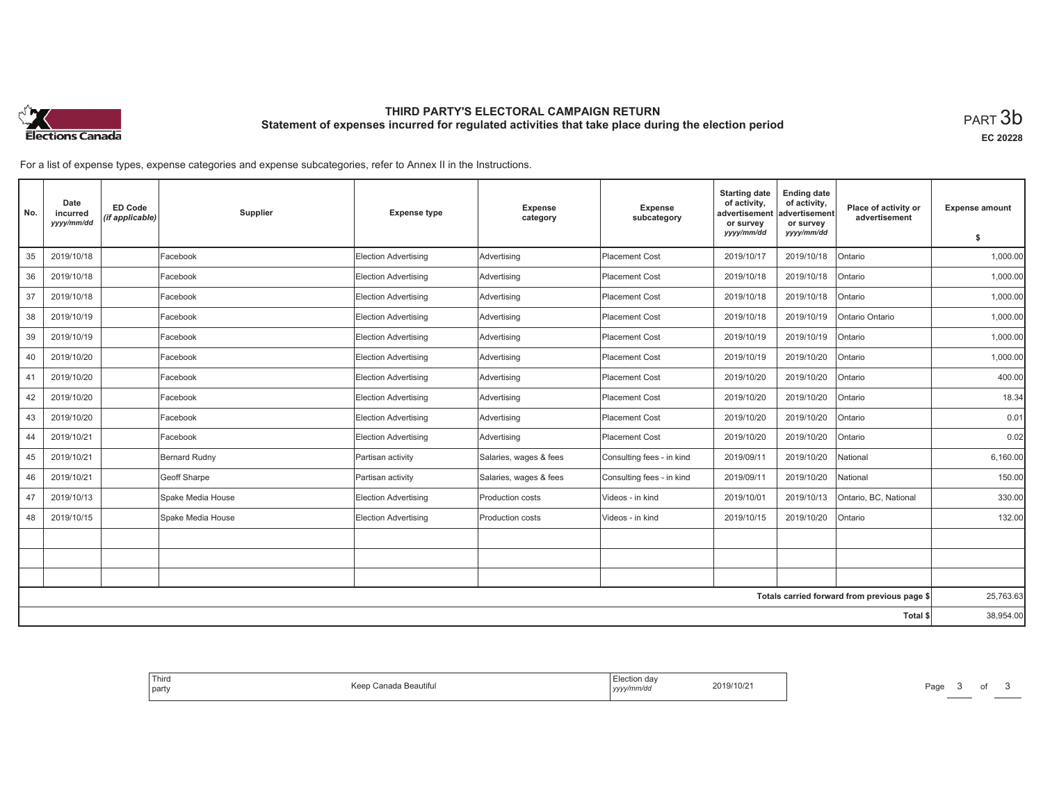# THIRD PARTY'S ELECTORAL CAMPAIGN RETURN

## Statement of expenses incurred for regulated activities that take place during the election period

PART 3b

EC 20228

For a list of expense types, expense categories and expense subcategories, refer to Annex II in the Instructions.

| No. | Date incurred yyyy/mm/dd | ED Code (if applicable) | Supplier | Expense type | Expense category | Expense subcategory | Starting date of activity, advertisement or survey yyyy/mm/dd | Ending date of activity, advertisement or survey yyyy/mm/dd | Place of activity or advertisement | Expense amount $ |
|---|---|---|---|---|---|---|---|---|---|---|
| 35 | 2019/10/18 | | Facebook | Election Advertising | Advertising | Placement Cost | 2019/10/17 | 2019/10/18 | Ontario | 1,000.00 |
| 36 | 2019/10/18 | | Facebook | Election Advertising | Advertising | Placement Cost | 2019/10/18 | 2019/10/18 | Ontario | 1,000.00 |
| 37 | 2019/10/18 | | Facebook | Election Advertising | Advertising | Placement Cost | 2019/10/18 | 2019/10/18 | Ontario | 1,000.00 |
| 38 | 2019/10/19 | | Facebook | Election Advertising | Advertising | Placement Cost | 2019/10/18 | 2019/10/19 | Ontario Ontario | 1,000.00 |
| 39 | 2019/10/19 | | Facebook | Election Advertising | Advertising | Placement Cost | 2019/10/19 | 2019/10/19 | Ontario | 1,000.00 |
| 40 | 2019/10/20 | | Facebook | Election Advertising | Advertising | Placement Cost | 2019/10/19 | 2019/10/20 | Ontario | 1,000.00 |
| 41 | 2019/10/20 | | Facebook | Election Advertising | Advertising | Placement Cost | 2019/10/20 | 2019/10/20 | Ontario | 400.00 |
| 42 | 2019/10/20 | | Facebook | Election Advertising | Advertising | Placement Cost | 2019/10/20 | 2019/10/20 | Ontario | 18.34 |
| 43 | 2019/10/20 | | Facebook | Election Advertising | Advertising | Placement Cost | 2019/10/20 | 2019/10/20 | Ontario | 0.01 |
| 44 | 2019/10/21 | | Facebook | Election Advertising | Advertising | Placement Cost | 2019/10/20 | 2019/10/20 | Ontario | 0.02 |
| 45 | 2019/10/21 | | Bernard Rudny | Partisan activity | Salaries, wages & fees | Consulting fees - in kind | 2019/09/11 | 2019/10/20 | National | 6,160.00 |
| 46 | 2019/10/21 | | Geoff Sharpe | Partisan activity | Salaries, wages & fees | Consulting fees - in kind | 2019/09/11 | 2019/10/20 | National | 150.00 |
| 47 | 2019/10/13 | | Spake Media House | Election Advertising | Production costs | Videos - in kind | 2019/10/01 | 2019/10/13 | Ontario, BC, National | 330.00 |
| 48 | 2019/10/15 | | Spake Media House | Election Advertising | Production costs | Videos - in kind | 2019/10/15 | 2019/10/20 | Ontario | 132.00 |
| | | | | | | | | | | |
| | | | | | | | | | | |
| | | | | | | | | | | |
| | | | | | | | | | Totals carried forward from previous page $ | 25,763.63 |
| | | | | | | | | | Total $ | 38,954.00 |

| Third party | Keep Canada Beautiful | Election day yyyy/mm/dd | 2019/10/21 |
|---|---|---|---|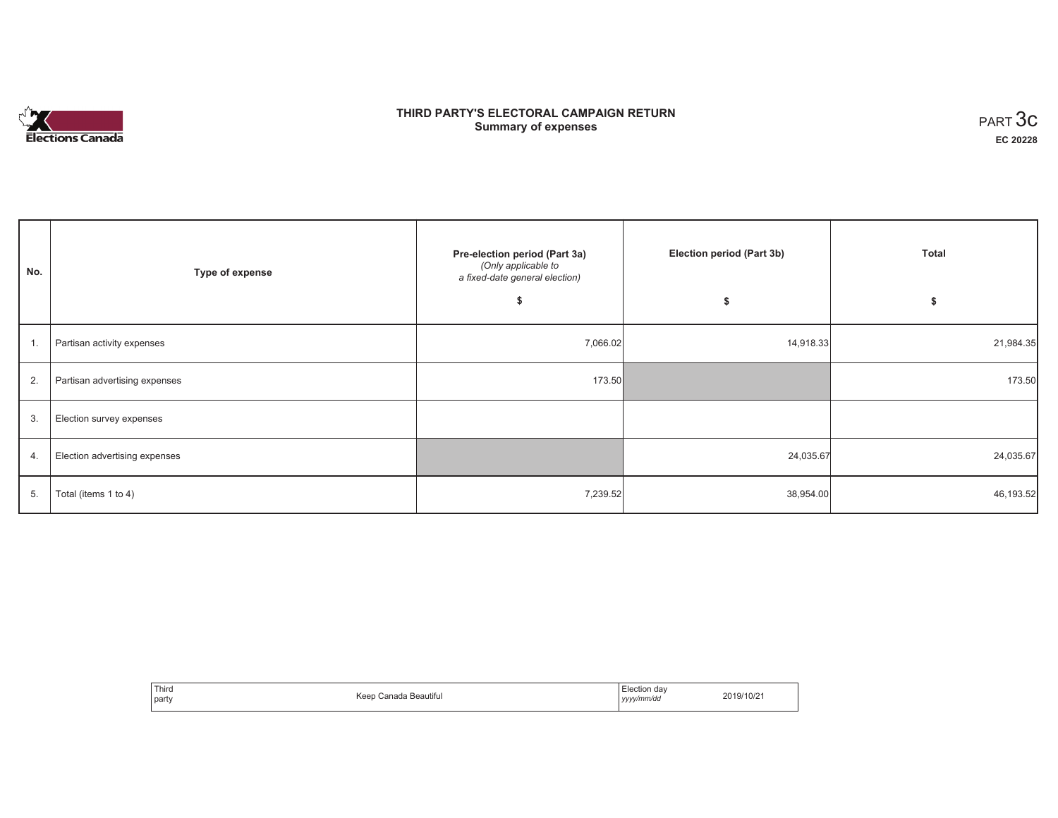# THIRD PARTY'S ELECTORAL CAMPAIGN RETURN
## Summary of expenses

PART 3c
**EC 20228**

| No. | Type of expense | Pre-election period (Part 3a) *(Only applicable to a fixed-date general election)* $ | Election period (Part 3b) $ | Total $ |
|---|---|---|---|---|
| 1. | Partisan activity expenses | 7,066.02 | 14,918.33 | 21,984.35 |
| 2. | Partisan advertising expenses | 173.50 | | 173.50 |
| 3. | Election survey expenses | | | |
| 4. | Election advertising expenses | | 24,035.67 | 24,035.67 |
| 5. | Total (items 1 to 4) | 7,239.52 | 38,954.00 | 46,193.52 |

| Third party | Keep Canada Beautiful | Election day *yyyy/mm/dd* | 2019/10/21 |
|---|---|---|---|